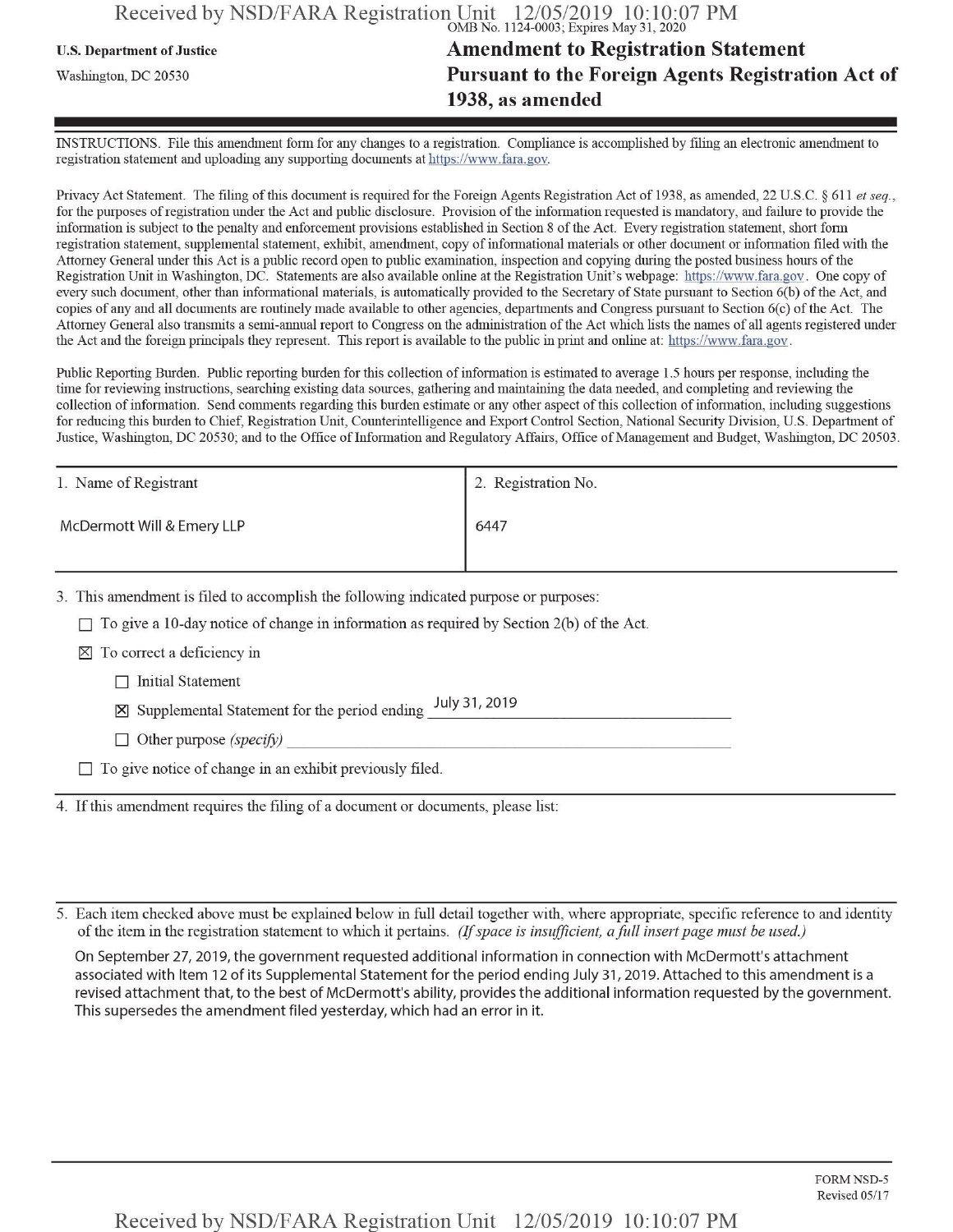OMB No. 1124-0003; Expires May 31, 2020

U.S. Department of Justice

Washington, DC 20530

# Amendment to Registration Statement Pursuant to the Foreign Agents Registration Act of 1938, as amended

INSTRUCTIONS. File this amendment form for any changes to a registration. Compliance is accomplished by filing an electronic amendment to registration statement and uploading any supporting documents at https://www.fara.gov.

Privacy Act Statement. The filing of this document is required for the Foreign Agents Registration Act of 1938, as amended, 22 U.S.C. § 611 *et seq.*, for the purposes of registration under the Act and public disclosure. Provision of the information requested is mandatory, and failure to provide the information is subject to the penalty and enforcement provisions established in Section 8 of the Act. Every registration statement, short form registration statement, supplemental statement, exhibit, amendment, copy of informational materials or other document or information filed with the Attorney General under this Act is a public record open to public examination, inspection and copying during the posted business hours of the Registration Unit in Washington, DC. Statements are also available online at the Registration Unit's webpage: https://www.fara.gov. One copy of every such document, other than informational materials, is automatically provided to the Secretary of State pursuant to Section 6(b) of the Act, and copies of any and all documents are routinely made available to other agencies, departments and Congress pursuant to Section 6(c) of the Act. The Attorney General also transmits a semi-annual report to Congress on the administration of the Act which lists the names of all agents registered under the Act and the foreign principals they represent. This report is available to the public in print and online at: https://www.fara.gov.

Public Reporting Burden. Public reporting burden for this collection of information is estimated to average 1.5 hours per response, including the time for reviewing instructions, searching existing data sources, gathering and maintaining the data needed, and completing and reviewing the collection of information. Send comments regarding this burden estimate or any other aspect of this collection of information, including suggestions for reducing this burden to Chief, Registration Unit, Counterintelligence and Export Control Section, National Security Division, U.S. Department of Justice, Washington, DC 20530; and to the Office of Information and Regulatory Affairs, Office of Management and Budget, Washington, DC 20503.

| 1. Name of Registrant | 2. Registration No. |
|---|---|
| McDermott Will & Emery LLP | 6447 |

3. This amendment is filed to accomplish the following indicated purpose or purposes:

- ☐ To give a 10-day notice of change in information as required by Section 2(b) of the Act.
- ☒ To correct a deficiency in
  - ☐ Initial Statement
  - ☒ Supplemental Statement for the period ending July 31, 2019
  - ☐ Other purpose *(specify)* ____________
- ☐ To give notice of change in an exhibit previously filed.

4. If this amendment requires the filing of a document or documents, please list:

5. Each item checked above must be explained below in full detail together with, where appropriate, specific reference to and identity of the item in the registration statement to which it pertains. *(If space is insufficient, a full insert page must be used.)*

On September 27, 2019, the government requested additional information in connection with McDermott's attachment associated with Item 12 of its Supplemental Statement for the period ending July 31, 2019. Attached to this amendment is a revised attachment that, to the best of McDermott's ability, provides the additional information requested by the government. This supersedes the amendment filed yesterday, which had an error in it.

FORM NSD-5
Revised 05/17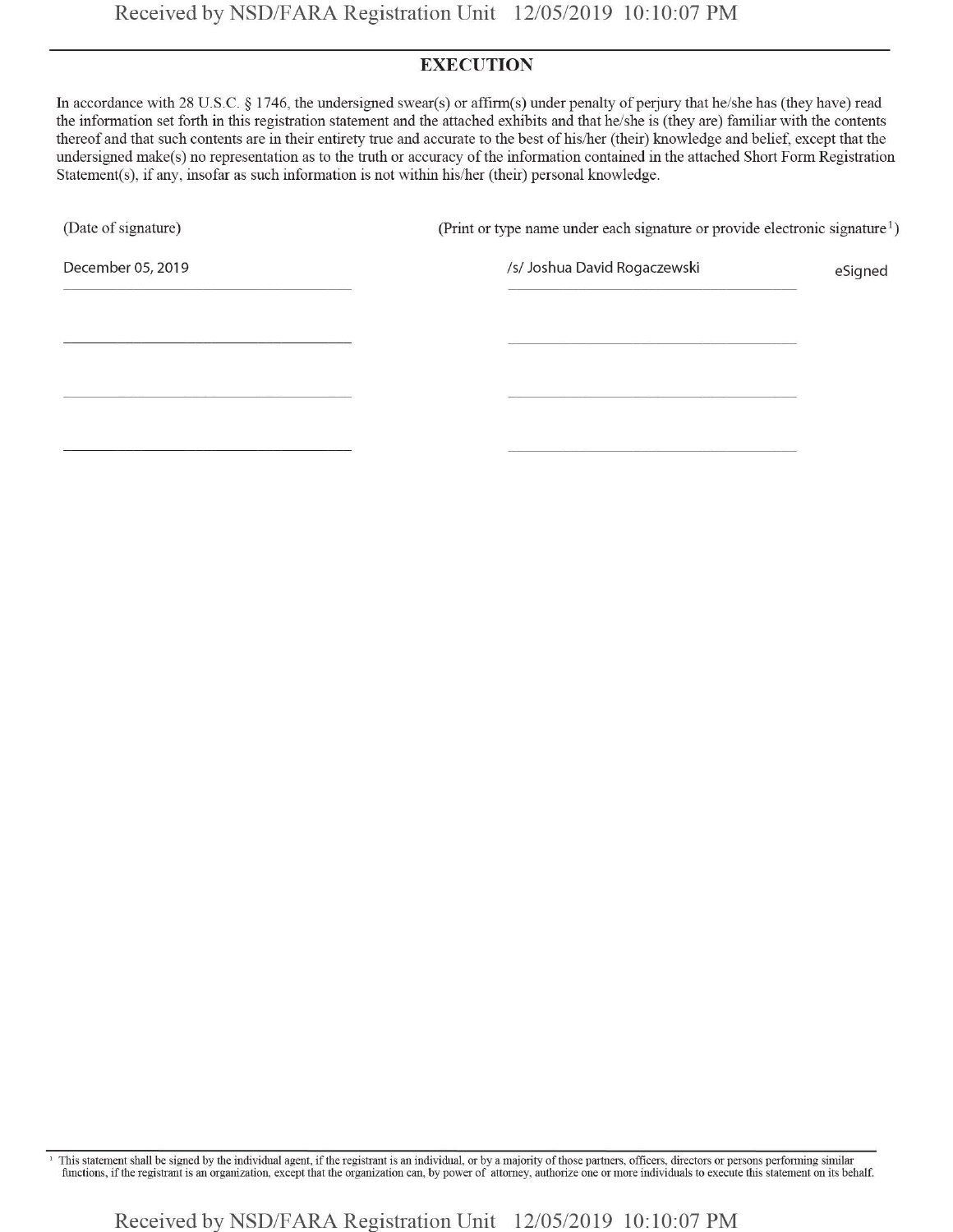## EXECUTION

In accordance with 28 U.S.C. § 1746, the undersigned swear(s) or affirm(s) under penalty of perjury that he/she has (they have) read the information set forth in this registration statement and the attached exhibits and that he/she is (they are) familiar with the contents thereof and that such contents are in their entirety true and accurate to the best of his/her (their) knowledge and belief, except that the undersigned make(s) no representation as to the truth or accuracy of the information contained in the attached Short Form Registration Statement(s), if any, insofar as such information is not within his/her (their) personal knowledge.

| (Date of signature) | (Print or type name under each signature or provide electronic signature[1]) | |
|---|---|---|
| December 05, 2019 | /s/ Joshua David Rogaczewski | eSigned |
| | | |
| | | |
| | | |

[1] This statement shall be signed by the individual agent, if the registrant is an individual, or by a majority of those partners, officers, directors or persons performing similar functions, if the registrant is an organization, except that the organization can, by power of attorney, authorize one or more individuals to execute this statement on its behalf.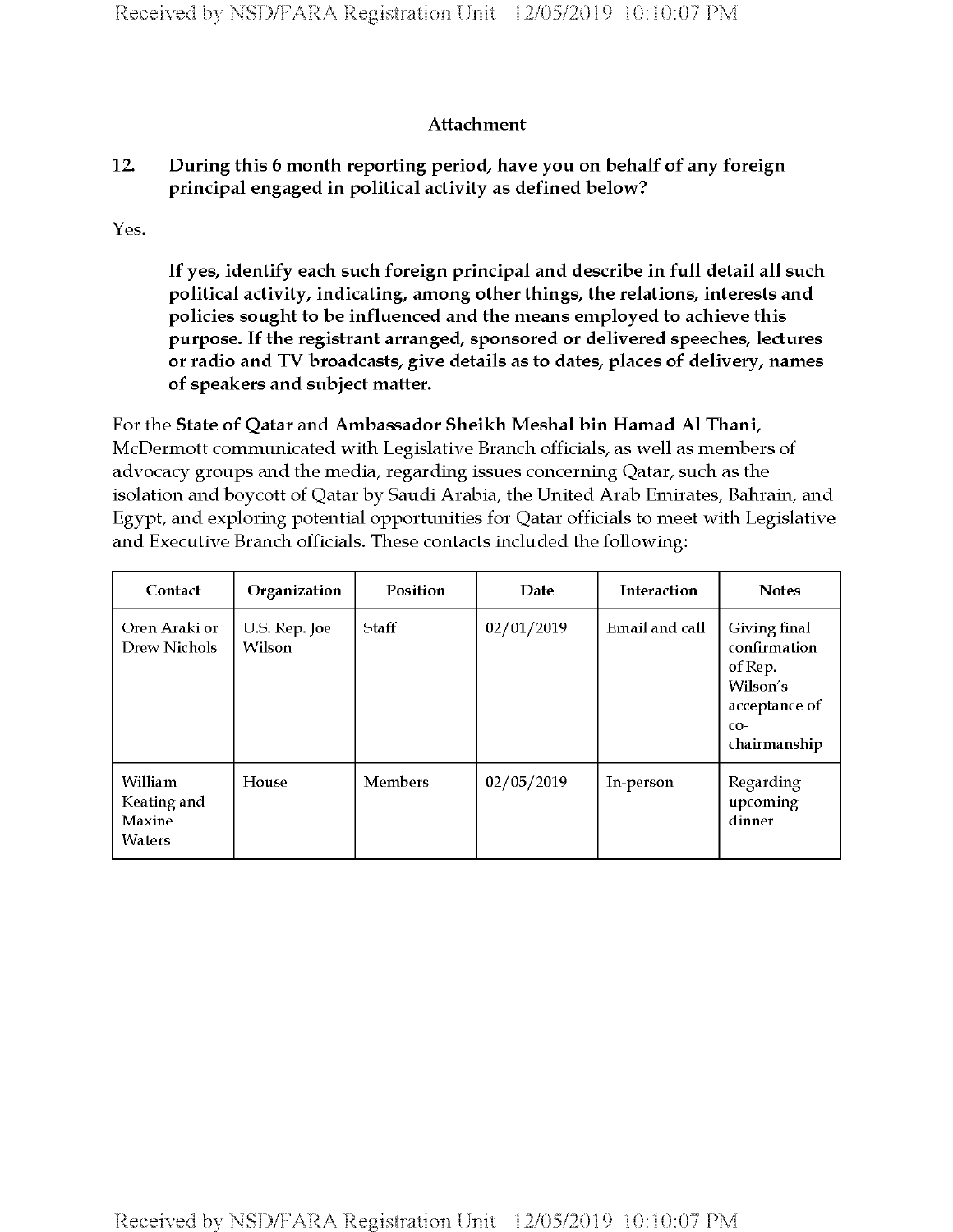## Attachment

**12. During this 6 month reporting period, have you on behalf of any foreign principal engaged in political activity as defined below?**

Yes.

**If yes, identify each such foreign principal and describe in full detail all such political activity, indicating, among other things, the relations, interests and policies sought to be influenced and the means employed to achieve this purpose. If the registrant arranged, sponsored or delivered speeches, lectures or radio and TV broadcasts, give details as to dates, places of delivery, names of speakers and subject matter.**

For the **State of Qatar** and **Ambassador Sheikh Meshal bin Hamad Al Thani**, McDermott communicated with Legislative Branch officials, as well as members of advocacy groups and the media, regarding issues concerning Qatar, such as the isolation and boycott of Qatar by Saudi Arabia, the United Arab Emirates, Bahrain, and Egypt, and exploring potential opportunities for Qatar officials to meet with Legislative and Executive Branch officials. These contacts included the following:

| Contact | Organization | Position | Date | Interaction | Notes |
|---|---|---|---|---|---|
| Oren Araki or Drew Nichols | U.S. Rep. Joe Wilson | Staff | 02/01/2019 | Email and call | Giving final confirmation of Rep. Wilson's acceptance of co-chairmanship |
| William Keating and Maxine Waters | House | Members | 02/05/2019 | In-person | Regarding upcoming dinner |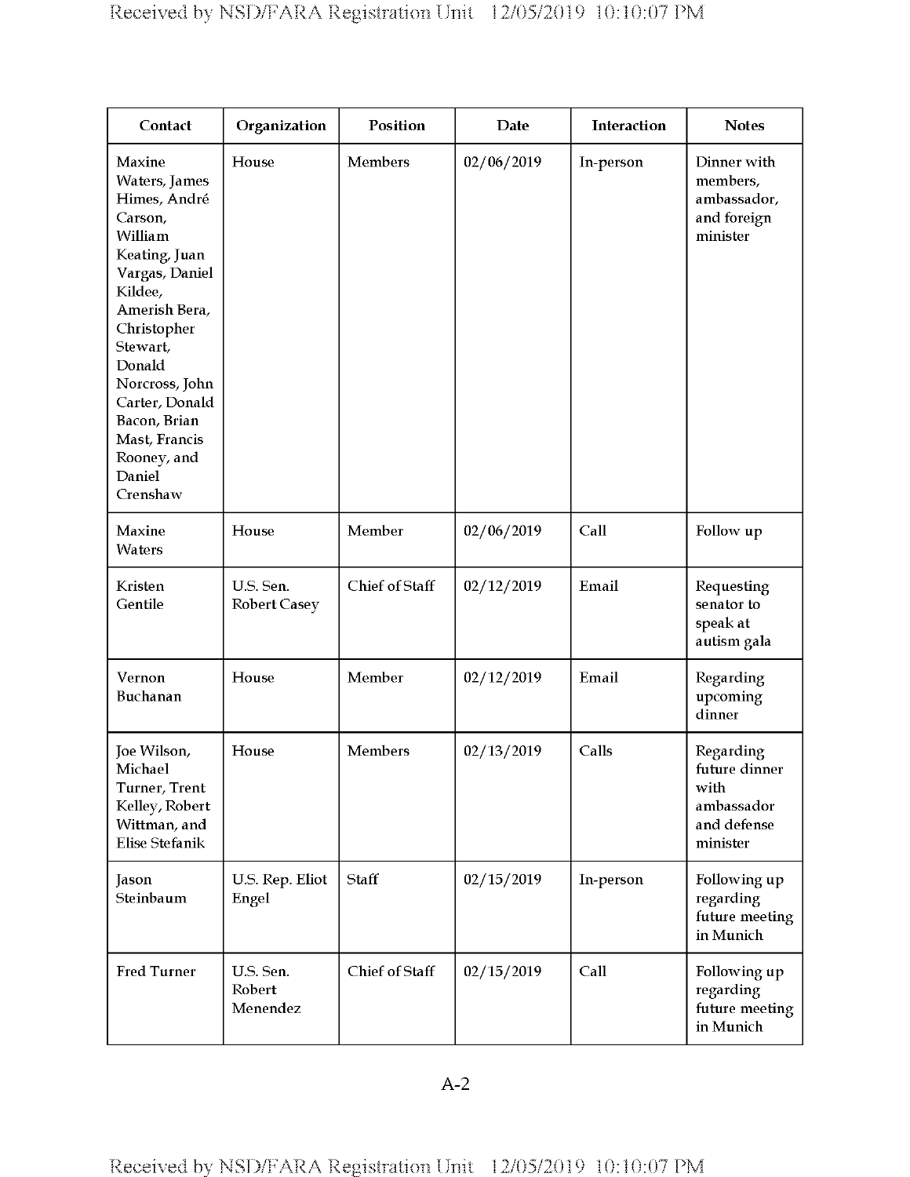| Contact | Organization | Position | Date | Interaction | Notes |
| --- | --- | --- | --- | --- | --- |
| Maxine Waters, James Himes, André Carson, William Keating, Juan Vargas, Daniel Kildee, Amerish Bera, Christopher Stewart, Donald Norcross, John Carter, Donald Bacon, Brian Mast, Francis Rooney, and Daniel Crenshaw | House | Members | 02/06/2019 | In-person | Dinner with members, ambassador, and foreign minister |
| Maxine Waters | House | Member | 02/06/2019 | Call | Follow up |
| Kristen Gentile | U.S. Sen. Robert Casey | Chief of Staff | 02/12/2019 | Email | Requesting senator to speak at autism gala |
| Vernon Buchanan | House | Member | 02/12/2019 | Email | Regarding upcoming dinner |
| Joe Wilson, Michael Turner, Trent Kelley, Robert Wittman, and Elise Stefanik | House | Members | 02/13/2019 | Calls | Regarding future dinner with ambassador and defense minister |
| Jason Steinbaum | U.S. Rep. Eliot Engel | Staff | 02/15/2019 | In-person | Following up regarding future meeting in Munich |
| Fred Turner | U.S. Sen. Robert Menendez | Chief of Staff | 02/15/2019 | Call | Following up regarding future meeting in Munich |

A-2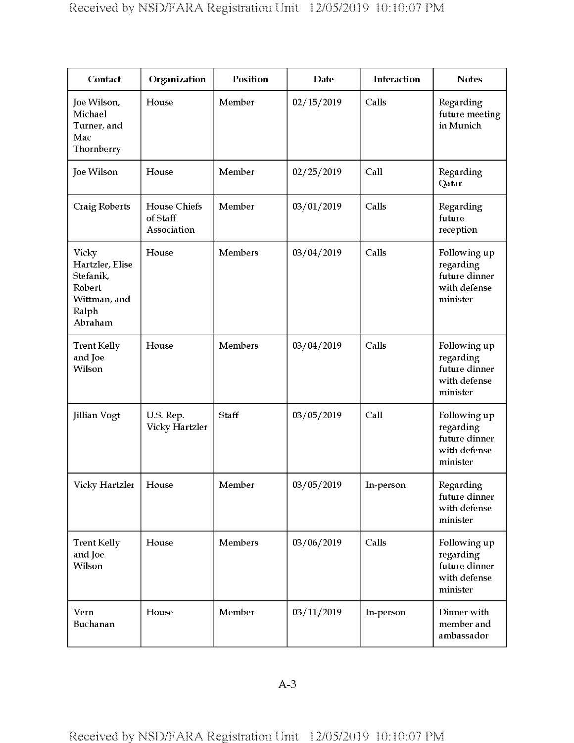| Contact | Organization | Position | Date | Interaction | Notes |
| --- | --- | --- | --- | --- | --- |
| Joe Wilson, Michael Turner, and Mac Thornberry | House | Member | 02/15/2019 | Calls | Regarding future meeting in Munich |
| Joe Wilson | House | Member | 02/25/2019 | Call | Regarding Qatar |
| Craig Roberts | House Chiefs of Staff Association | Member | 03/01/2019 | Calls | Regarding future reception |
| Vicky Hartzler, Elise Stefanik, Robert Wittman, and Ralph Abraham | House | Members | 03/04/2019 | Calls | Following up regarding future dinner with defense minister |
| Trent Kelly and Joe Wilson | House | Members | 03/04/2019 | Calls | Following up regarding future dinner with defense minister |
| Jillian Vogt | U.S. Rep. Vicky Hartzler | Staff | 03/05/2019 | Call | Following up regarding future dinner with defense minister |
| Vicky Hartzler | House | Member | 03/05/2019 | In-person | Regarding future dinner with defense minister |
| Trent Kelly and Joe Wilson | House | Members | 03/06/2019 | Calls | Following up regarding future dinner with defense minister |
| Vern Buchanan | House | Member | 03/11/2019 | In-person | Dinner with member and ambassador |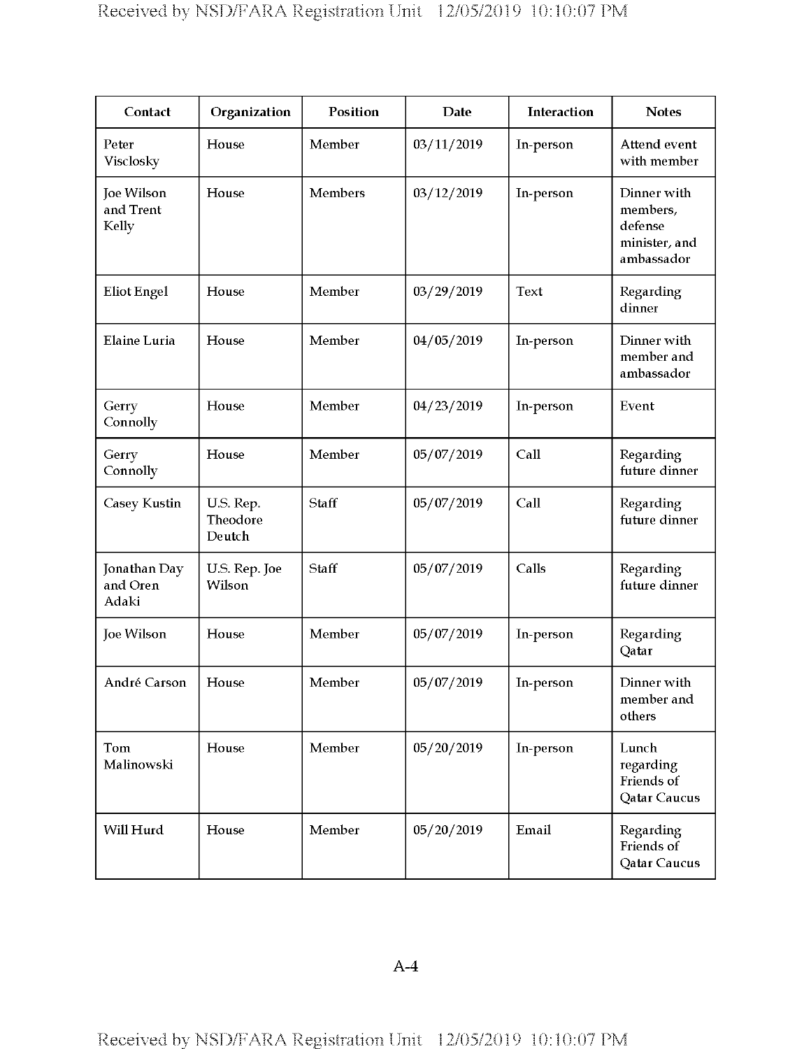| Contact | Organization | Position | Date | Interaction | Notes |
|---|---|---|---|---|---|
| Peter Visclosky | House | Member | 03/11/2019 | In-person | Attend event with member |
| Joe Wilson and Trent Kelly | House | Members | 03/12/2019 | In-person | Dinner with members, defense minister, and ambassador |
| Eliot Engel | House | Member | 03/29/2019 | Text | Regarding dinner |
| Elaine Luria | House | Member | 04/05/2019 | In-person | Dinner with member and ambassador |
| Gerry Connolly | House | Member | 04/23/2019 | In-person | Event |
| Gerry Connolly | House | Member | 05/07/2019 | Call | Regarding future dinner |
| Casey Kustin | U.S. Rep. Theodore Deutch | Staff | 05/07/2019 | Call | Regarding future dinner |
| Jonathan Day and Oren Adaki | U.S. Rep. Joe Wilson | Staff | 05/07/2019 | Calls | Regarding future dinner |
| Joe Wilson | House | Member | 05/07/2019 | In-person | Regarding Qatar |
| André Carson | House | Member | 05/07/2019 | In-person | Dinner with member and others |
| Tom Malinowski | House | Member | 05/20/2019 | In-person | Lunch regarding Friends of Qatar Caucus |
| Will Hurd | House | Member | 05/20/2019 | Email | Regarding Friends of Qatar Caucus |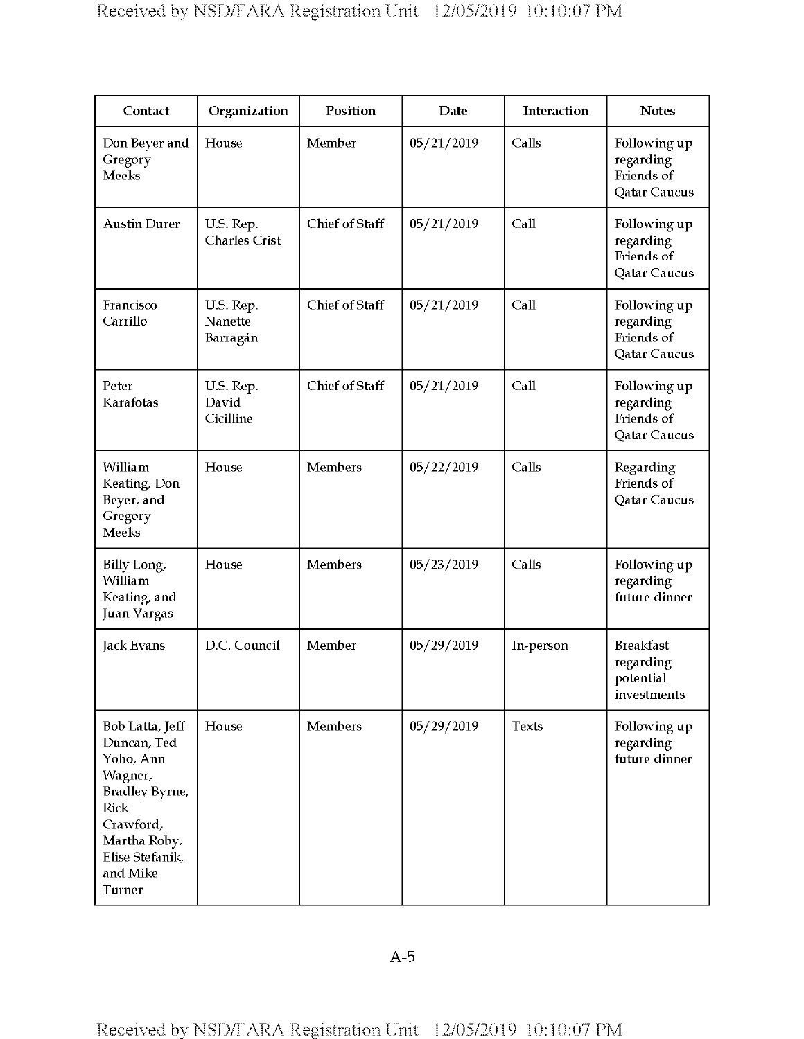| Contact | Organization | Position | Date | Interaction | Notes |
| --- | --- | --- | --- | --- | --- |
| Don Beyer and Gregory Meeks | House | Member | 05/21/2019 | Calls | Following up regarding Friends of Qatar Caucus |
| Austin Durer | U.S. Rep. Charles Crist | Chief of Staff | 05/21/2019 | Call | Following up regarding Friends of Qatar Caucus |
| Francisco Carrillo | U.S. Rep. Nanette Barragán | Chief of Staff | 05/21/2019 | Call | Following up regarding Friends of Qatar Caucus |
| Peter Karafotas | U.S. Rep. David Cicilline | Chief of Staff | 05/21/2019 | Call | Following up regarding Friends of Qatar Caucus |
| William Keating, Don Beyer, and Gregory Meeks | House | Members | 05/22/2019 | Calls | Regarding Friends of Qatar Caucus |
| Billy Long, William Keating, and Juan Vargas | House | Members | 05/23/2019 | Calls | Following up regarding future dinner |
| Jack Evans | D.C. Council | Member | 05/29/2019 | In-person | Breakfast regarding potential investments |
| Bob Latta, Jeff Duncan, Ted Yoho, Ann Wagner, Bradley Byrne, Rick Crawford, Martha Roby, Elise Stefanik, and Mike Turner | House | Members | 05/29/2019 | Texts | Following up regarding future dinner |

A-5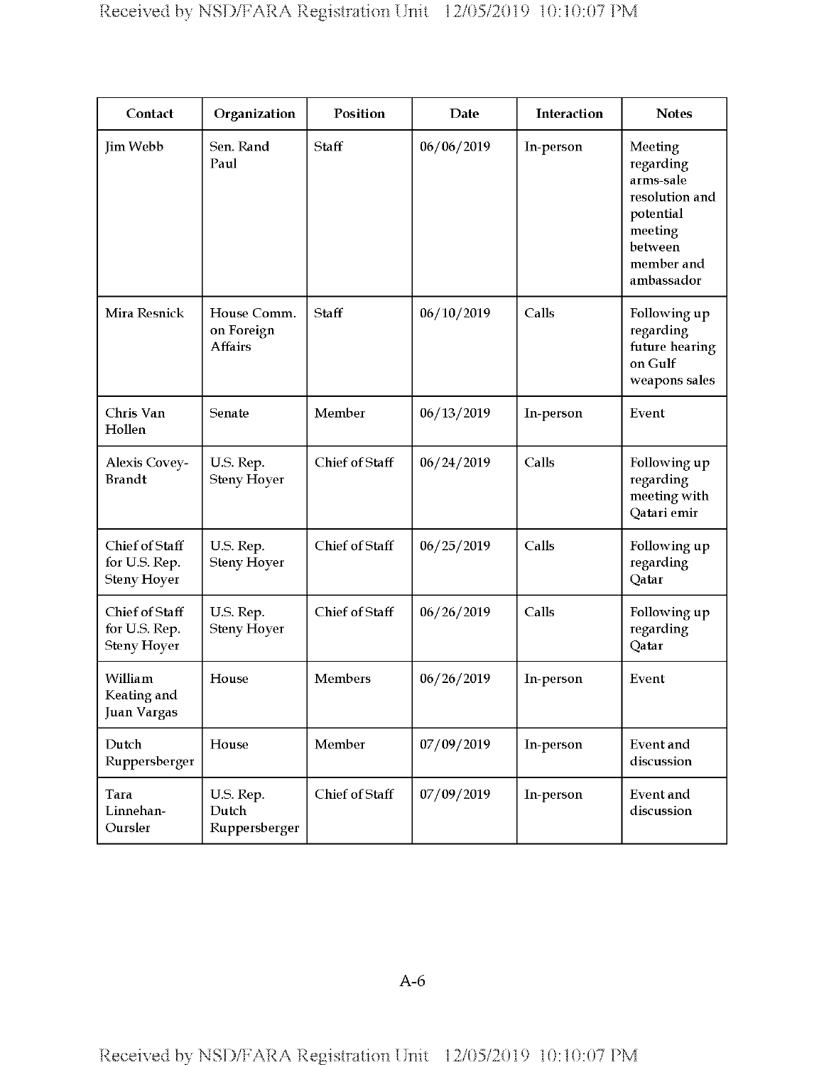| Contact | Organization | Position | Date | Interaction | Notes |
|---|---|---|---|---|---|
| Jim Webb | Sen. Rand Paul | Staff | 06/06/2019 | In-person | Meeting regarding arms-sale resolution and potential meeting between member and ambassador |
| Mira Resnick | House Comm. on Foreign Affairs | Staff | 06/10/2019 | Calls | Following up regarding future hearing on Gulf weapons sales |
| Chris Van Hollen | Senate | Member | 06/13/2019 | In-person | Event |
| Alexis Covey-Brandt | U.S. Rep. Steny Hoyer | Chief of Staff | 06/24/2019 | Calls | Following up regarding meeting with Qatari emir |
| Chief of Staff for U.S. Rep. Steny Hoyer | U.S. Rep. Steny Hoyer | Chief of Staff | 06/25/2019 | Calls | Following up regarding Qatar |
| Chief of Staff for U.S. Rep. Steny Hoyer | U.S. Rep. Steny Hoyer | Chief of Staff | 06/26/2019 | Calls | Following up regarding Qatar |
| William Keating and Juan Vargas | House | Members | 06/26/2019 | In-person | Event |
| Dutch Ruppersberger | House | Member | 07/09/2019 | In-person | Event and discussion |
| Tara Linnehan-Oursler | U.S. Rep. Dutch Ruppersberger | Chief of Staff | 07/09/2019 | In-person | Event and discussion |

A-6